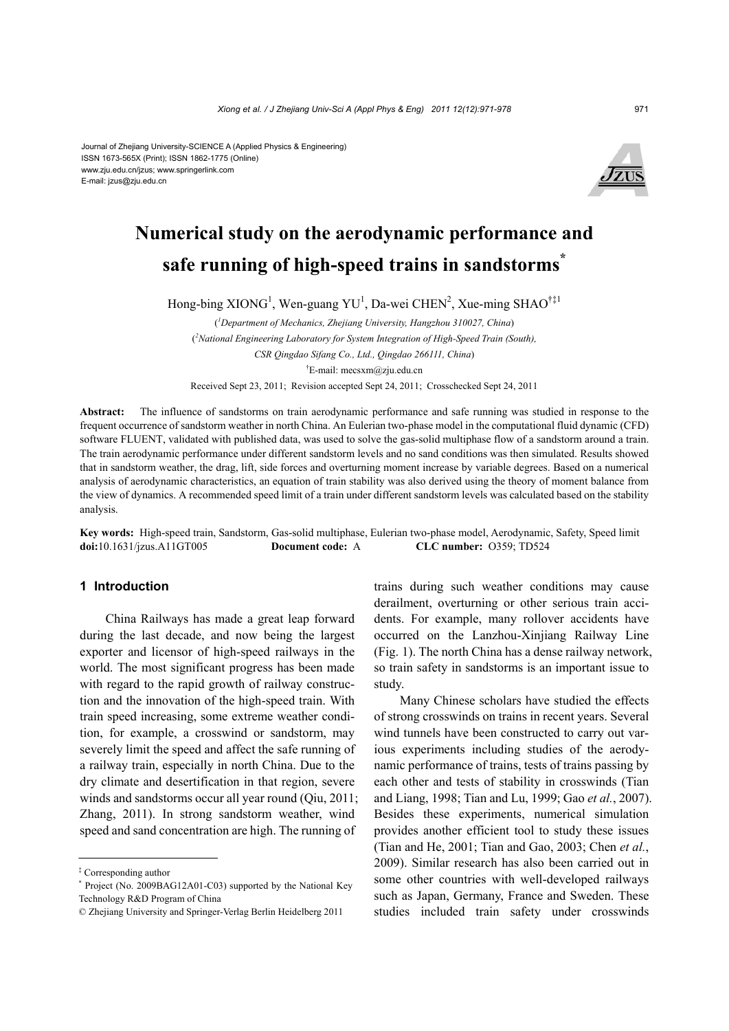Journal of Zhejiang University-SCIENCE A (Applied Physics & Engineering)
ISSN 1673-565X (Print); ISSN 1862-1775 (Online)
www.zju.edu.cn/jzus; www.springerlink.com
E-mail: jzus@zju.edu.cn

# Numerical study on the aerodynamic performance and safe running of high-speed trains in sandstorms*

Hong-bing XIONG[1], Wen-guang YU[1], Da-wei CHEN[2], Xue-ming SHAO[†‡1]

([1]Department of Mechanics, Zhejiang University, Hangzhou 310027, China)

([2]National Engineering Laboratory for System Integration of High-Speed Train (South), CSR Qingdao Sifang Co., Ltd., Qingdao 266111, China)

[†]E-mail: mecsxm@zju.edu.cn

Received Sept 23, 2011; Revision accepted Sept 24, 2011; Crosschecked Sept 24, 2011

**Abstract:** The influence of sandstorms on train aerodynamic performance and safe running was studied in response to the frequent occurrence of sandstorm weather in north China. An Eulerian two-phase model in the computational fluid dynamic (CFD) software FLUENT, validated with published data, was used to solve the gas-solid multiphase flow of a sandstorm around a train. The train aerodynamic performance under different sandstorm levels and no sand conditions was then simulated. Results showed that in sandstorm weather, the drag, lift, side forces and overturning moment increase by variable degrees. Based on a numerical analysis of aerodynamic characteristics, an equation of train stability was also derived using the theory of moment balance from the view of dynamics. A recommended speed limit of a train under different sandstorm levels was calculated based on the stability analysis.

**Key words:** High-speed train, Sandstorm, Gas-solid multiphase, Eulerian two-phase model, Aerodynamic, Safety, Speed limit
**doi:**10.1631/jzus.A11GT005 **Document code:** A **CLC number:** O359; TD524

## 1 Introduction

China Railways has made a great leap forward during the last decade, and now being the largest exporter and licensor of high-speed railways in the world. The most significant progress has been made with regard to the rapid growth of railway construction and the innovation of the high-speed train. With train speed increasing, some extreme weather condition, for example, a crosswind or sandstorm, may severely limit the speed and affect the safe running of a railway train, especially in north China. Due to the dry climate and desertification in that region, severe winds and sandstorms occur all year round (Qiu, 2011; Zhang, 2011). In strong sandstorm weather, wind speed and sand concentration are high. The running of trains during such weather conditions may cause derailment, overturning or other serious train accidents. For example, many rollover accidents have occurred on the Lanzhou-Xinjiang Railway Line (Fig. 1). The north China has a dense railway network, so train safety in sandstorms is an important issue to study.

Many Chinese scholars have studied the effects of strong crosswinds on trains in recent years. Several wind tunnels have been constructed to carry out various experiments including studies of the aerodynamic performance of trains, tests of trains passing by each other and tests of stability in crosswinds (Tian and Liang, 1998; Tian and Lu, 1999; Gao *et al.*, 2007). Besides these experiments, numerical simulation provides another efficient tool to study these issues (Tian and He, 2001; Tian and Gao, 2003; Chen *et al.*, 2009). Similar research has also been carried out in some other countries with well-developed railways such as Japan, Germany, France and Sweden. These studies included train safety under crosswinds

---

‡ Corresponding author

\* Project (No. 2009BAG12A01-C03) supported by the National Key Technology R&D Program of China

© Zhejiang University and Springer-Verlag Berlin Heidelberg 2011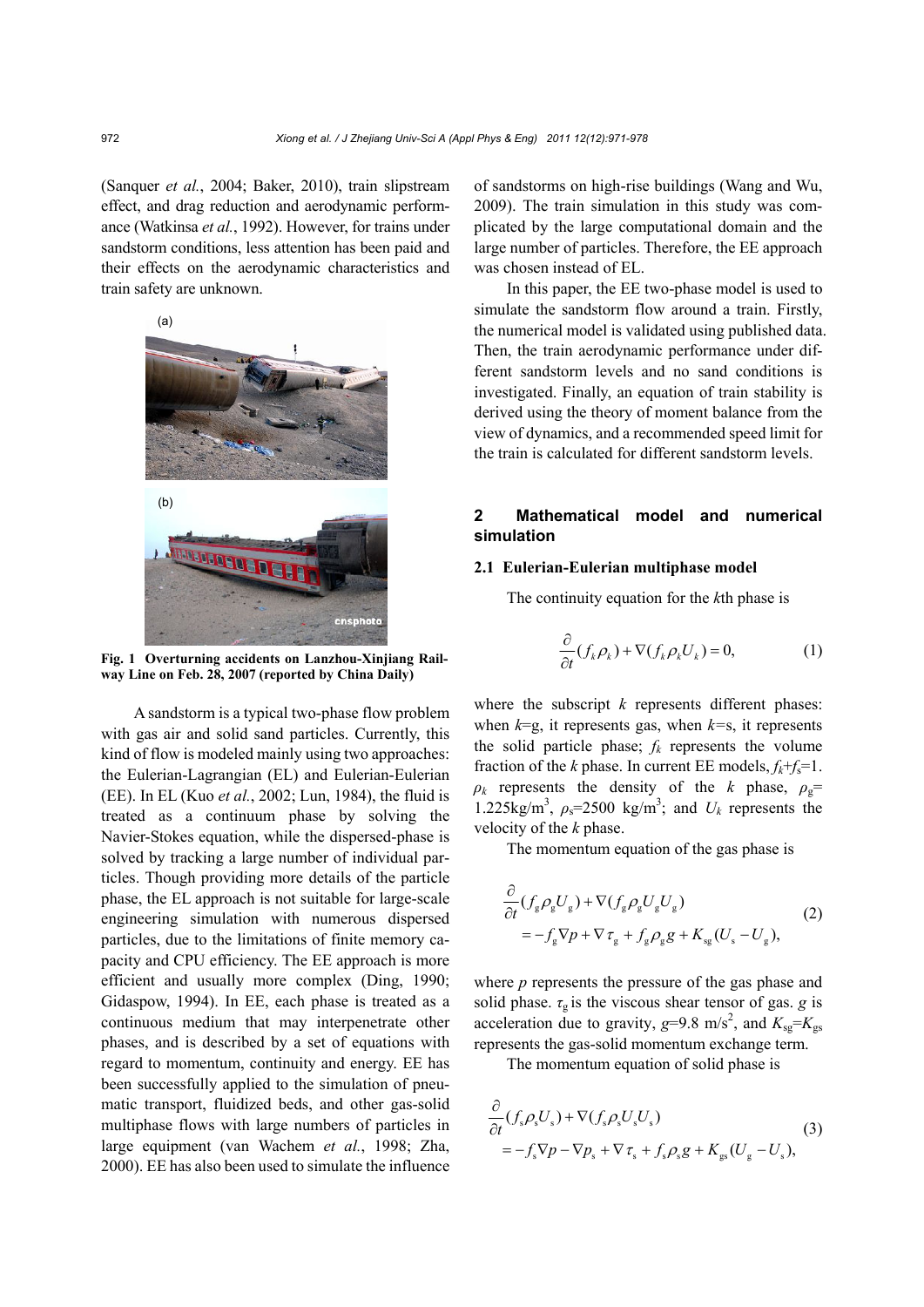(Sanquer *et al.*, 2004; Baker, 2010), train slipstream effect, and drag reduction and aerodynamic performance (Watkinsa *et al.*, 1992). However, for trains under sandstorm conditions, less attention has been paid and their effects on the aerodynamic characteristics and train safety are unknown.

**Fig. 1 Overturning accidents on Lanzhou-Xinjiang Railway Line on Feb. 28, 2007 (reported by China Daily)**

A sandstorm is a typical two-phase flow problem with gas air and solid sand particles. Currently, this kind of flow is modeled mainly using two approaches: the Eulerian-Lagrangian (EL) and Eulerian-Eulerian (EE). In EL (Kuo *et al.*, 2002; Lun, 1984), the fluid is treated as a continuum phase by solving the Navier-Stokes equation, while the dispersed-phase is solved by tracking a large number of individual particles. Though providing more details of the particle phase, the EL approach is not suitable for large-scale engineering simulation with numerous dispersed particles, due to the limitations of finite memory capacity and CPU efficiency. The EE approach is more efficient and usually more complex (Ding, 1990; Gidaspow, 1994). In EE, each phase is treated as a continuous medium that may interpenetrate other phases, and is described by a set of equations with regard to momentum, continuity and energy. EE has been successfully applied to the simulation of pneumatic transport, fluidized beds, and other gas-solid multiphase flows with large numbers of particles in large equipment (van Wachem *et al.*, 1998; Zha, 2000). EE has also been used to simulate the influence of sandstorms on high-rise buildings (Wang and Wu, 2009). The train simulation in this study was complicated by the large computational domain and the large number of particles. Therefore, the EE approach was chosen instead of EL.

In this paper, the EE two-phase model is used to simulate the sandstorm flow around a train. Firstly, the numerical model is validated using published data. Then, the train aerodynamic performance under different sandstorm levels and no sand conditions is investigated. Finally, an equation of train stability is derived using the theory of moment balance from the view of dynamics, and a recommended speed limit for the train is calculated for different sandstorm levels.

## 2 Mathematical model and numerical simulation

### 2.1 Eulerian-Eulerian multiphase model

The continuity equation for the *k*th phase is

$$\frac{\partial}{\partial t}(f_k \rho_k) + \nabla(f_k \rho_k U_k) = 0, \tag{1}$$

where the subscript $k$ represents different phases: when $k$=g, it represents gas, when $k$=s, it represents the solid particle phase; $f_k$ represents the volume fraction of the $k$ phase. In current EE models, $f_k+f_s=1$. $\rho_k$ represents the density of the $k$ phase, $\rho_g=1.225\text{kg/m}^3$, $\rho_s=2500\text{ kg/m}^3$; and $U_k$ represents the velocity of the $k$ phase.

The momentum equation of the gas phase is

$$\begin{aligned}&\frac{\partial}{\partial t}(f_g \rho_g U_g) + \nabla(f_g \rho_g U_g U_g) \\ &= -f_g \nabla p + \nabla \tau_g + f_g \rho_g g + K_{sg}(U_s - U_g),\end{aligned} \tag{2}$$

where $p$ represents the pressure of the gas phase and solid phase. $\tau_g$ is the viscous shear tensor of gas. $g$ is acceleration due to gravity, $g=9.8\text{ m/s}^2$, and $K_{sg}=K_{gs}$ represents the gas-solid momentum exchange term.

The momentum equation of solid phase is

$$\begin{aligned}&\frac{\partial}{\partial t}(f_s \rho_s U_s) + \nabla(f_s \rho_s U_s U_s) \\ &= -f_s \nabla p - \nabla p_s + \nabla \tau_s + f_s \rho_s g + K_{gs}(U_g - U_s),\end{aligned} \tag{3}$$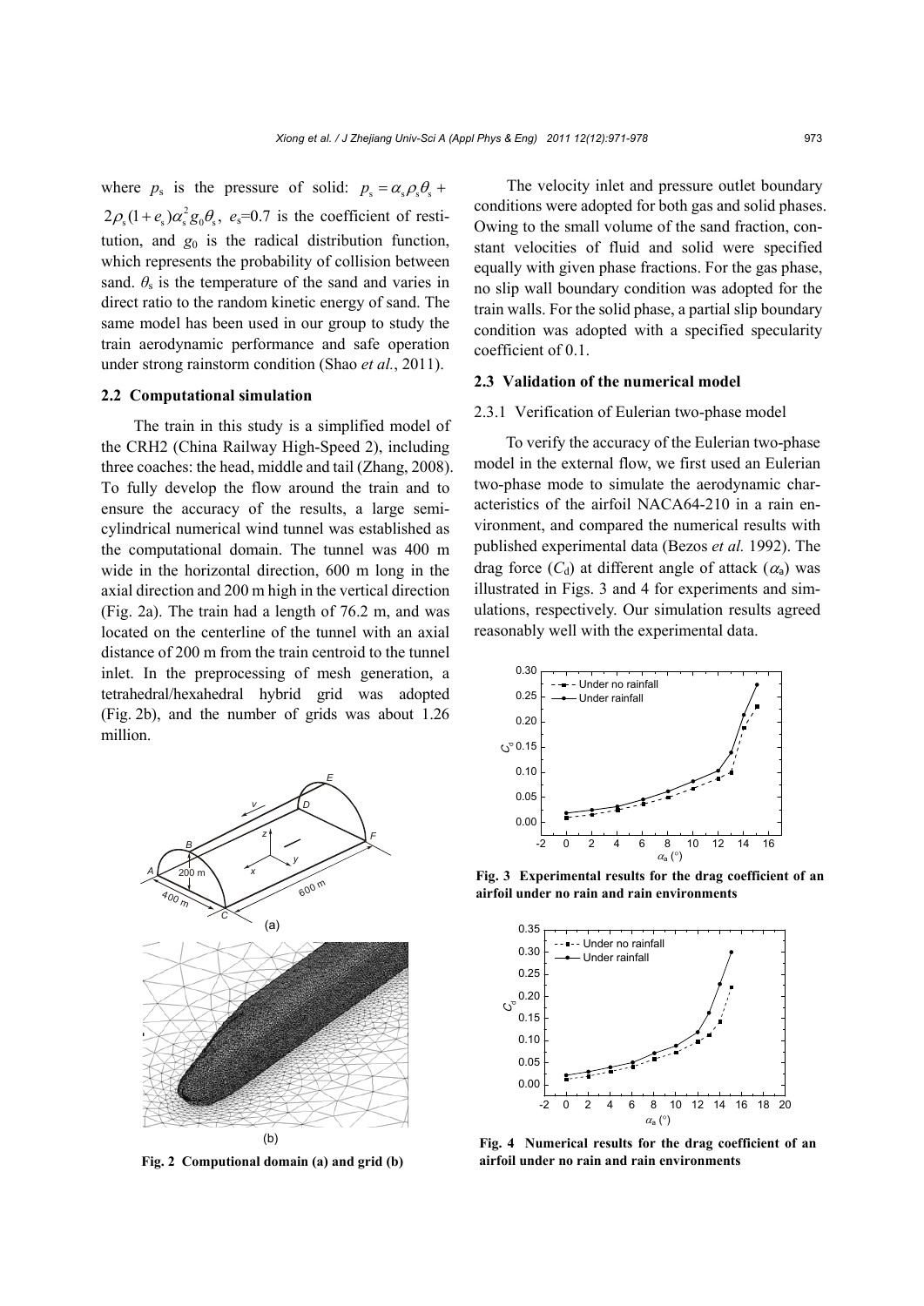where $p_s$ is the pressure of solid: $p_s = \alpha_s \rho_s \theta_s + 2\rho_s(1+e_s)\alpha_s^2 g_0 \theta_s$, $e_s$=0.7 is the coefficient of restitution, and $g_0$ is the radical distribution function, which represents the probability of collision between sand. $\theta_s$ is the temperature of the sand and varies in direct ratio to the random kinetic energy of sand. The same model has been used in our group to study the train aerodynamic performance and safe operation under strong rainstorm condition (Shao *et al.*, 2011).

### 2.2 Computational simulation

The train in this study is a simplified model of the CRH2 (China Railway High-Speed 2), including three coaches: the head, middle and tail (Zhang, 2008). To fully develop the flow around the train and to ensure the accuracy of the results, a large semi-cylindrical numerical wind tunnel was established as the computational domain. The tunnel was 400 m wide in the horizontal direction, 600 m long in the axial direction and 200 m high in the vertical direction (Fig. 2a). The train had a length of 76.2 m, and was located on the centerline of the tunnel with an axial distance of 200 m from the train centroid to the tunnel inlet. In the preprocessing of mesh generation, a tetrahedral/hexahedral hybrid grid was adopted (Fig. 2b), and the number of grids was about 1.26 million.

**Fig. 2 Computional domain (a) and grid (b)**

The velocity inlet and pressure outlet boundary conditions were adopted for both gas and solid phases. Owing to the small volume of the sand fraction, constant velocities of fluid and solid were specified equally with given phase fractions. For the gas phase, no slip wall boundary condition was adopted for the train walls. For the solid phase, a partial slip boundary condition was adopted with a specified specularity coefficient of 0.1.

### 2.3 Validation of the numerical model

#### 2.3.1 Verification of Eulerian two-phase model

To verify the accuracy of the Eulerian two-phase model in the external flow, we first used an Eulerian two-phase mode to simulate the aerodynamic characteristics of the airfoil NACA64-210 in a rain environment, and compared the numerical results with published experimental data (Bezos *et al.* 1992). The drag force ($C_d$) at different angle of attack ($\alpha_a$) was illustrated in Figs. 3 and 4 for experiments and simulations, respectively. Our simulation results agreed reasonably well with the experimental data.

**Fig. 3 Experimental results for the drag coefficient of an airfoil under no rain and rain environments**

**Fig. 4 Numerical results for the drag coefficient of an airfoil under no rain and rain environments**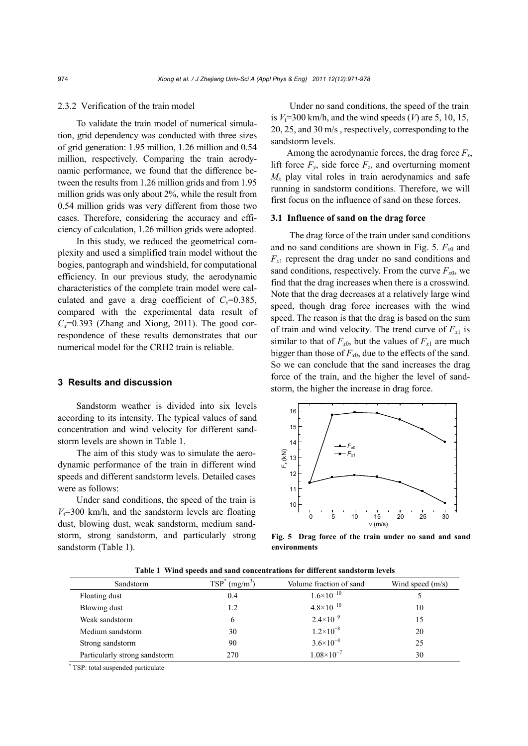#### 2.3.2 Verification of the train model

To validate the train model of numerical simulation, grid dependency was conducted with three sizes of grid generation: 1.95 million, 1.26 million and 0.54 million, respectively. Comparing the train aerodynamic performance, we found that the difference between the results from 1.26 million grids and from 1.95 million grids was only about 2%, while the result from 0.54 million grids was very different from those two cases. Therefore, considering the accuracy and efficiency of calculation, 1.26 million grids were adopted.

In this study, we reduced the geometrical complexity and used a simplified train model without the bogies, pantograph and windshield, for computational efficiency. In our previous study, the aerodynamic characteristics of the complete train model were calculated and gave a drag coefficient of $C_x$=0.385, compared with the experimental data result of $C_x$=0.393 (Zhang and Xiong, 2011). The good correspondence of these results demonstrates that our numerical model for the CRH2 train is reliable.

## 3 Results and discussion

Sandstorm weather is divided into six levels according to its intensity. The typical values of sand concentration and wind velocity for different sandstorm levels are shown in Table 1.

The aim of this study was to simulate the aerodynamic performance of the train in different wind speeds and different sandstorm levels. Detailed cases were as follows:

Under sand conditions, the speed of the train is $V_t$=300 km/h, and the sandstorm levels are floating dust, blowing dust, weak sandstorm, medium sandstorm, strong sandstorm, and particularly strong sandstorm (Table 1).

Under no sand conditions, the speed of the train is $V_t$=300 km/h, and the wind speeds ($V$) are 5, 10, 15, 20, 25, and 30 m/s , respectively, corresponding to the sandstorm levels.

Among the aerodynamic forces, the drag force $F_x$, lift force $F_y$, side force $F_z$, and overturning moment $M_x$ play vital roles in train aerodynamics and safe running in sandstorm conditions. Therefore, we will first focus on the influence of sand on these forces.

### 3.1 Influence of sand on the drag force

The drag force of the train under sand conditions and no sand conditions are shown in Fig. 5. $F_{x0}$ and $F_{x1}$ represent the drag under no sand conditions and sand conditions, respectively. From the curve $F_{x0}$, we find that the drag increases when there is a crosswind. Note that the drag decreases at a relatively large wind speed, though drag force increases with the wind speed. The reason is that the drag is based on the sum of train and wind velocity. The trend curve of $F_{x1}$ is similar to that of $F_{x0}$, but the values of $F_{x1}$ are much bigger than those of $F_{x0}$, due to the effects of the sand. So we can conclude that the sand increases the drag force of the train, and the higher the level of sandstorm, the higher the increase in drag force.

**Fig. 5 Drag force of the train under no sand and sand environments**

**Table 1 Wind speeds and sand concentrations for different sandstorm levels**

| Sandstorm | TSP* (mg/m$^3$) | Volume fraction of sand | Wind speed (m/s) |
|---|---|---|---|
| Floating dust | 0.4 | $1.6\times10^{-10}$ | 5 |
| Blowing dust | 1.2 | $4.8\times10^{-10}$ | 10 |
| Weak sandstorm | 6 | $2.4\times10^{-9}$ | 15 |
| Medium sandstorm | 30 | $1.2\times10^{-8}$ | 20 |
| Strong sandstorm | 90 | $3.6\times10^{-8}$ | 25 |
| Particularly strong sandstorm | 270 | $1.08\times10^{-7}$ | 30 |

* TSP: total suspended particulate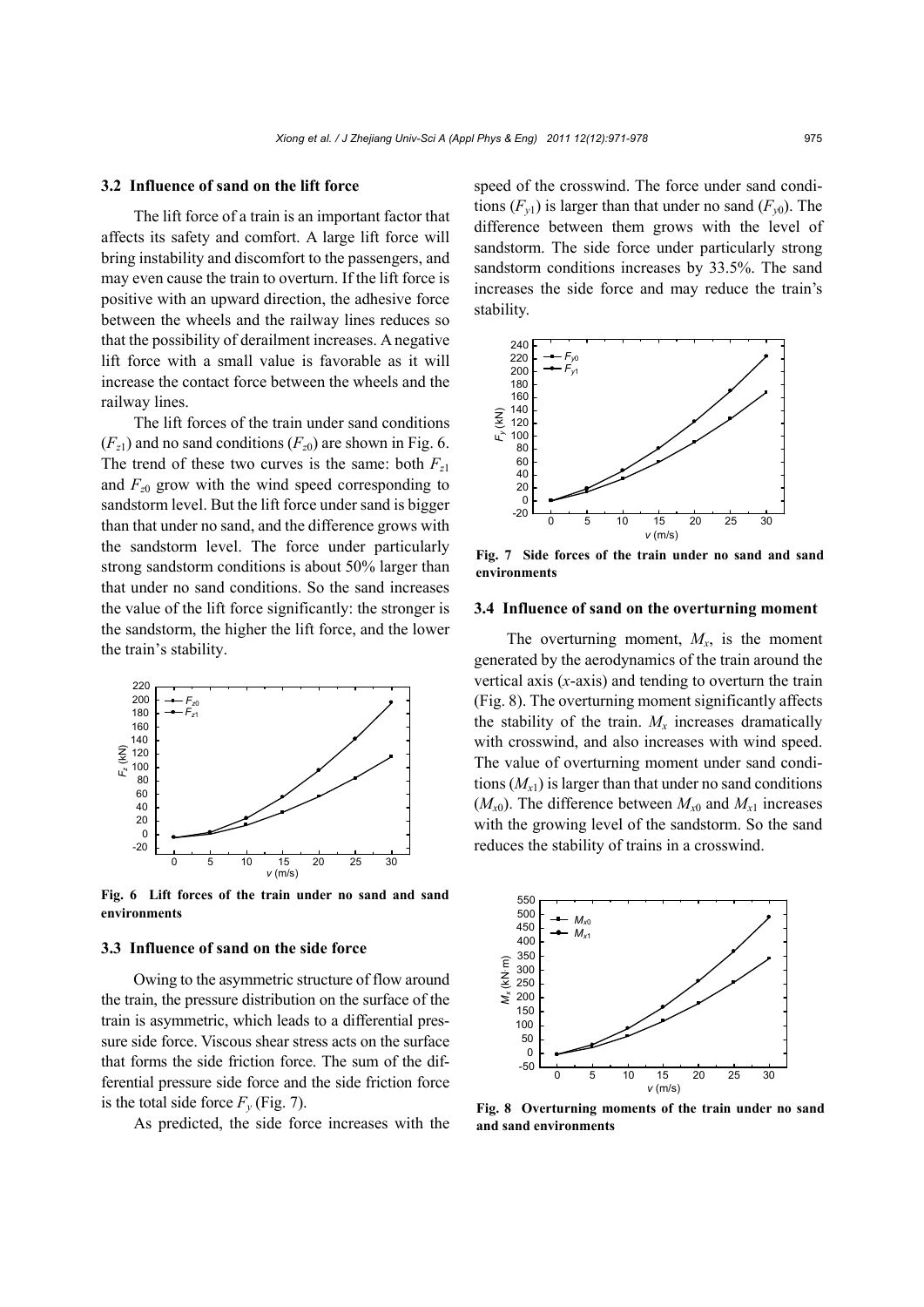### 3.2 Influence of sand on the lift force

The lift force of a train is an important factor that affects its safety and comfort. A large lift force will bring instability and discomfort to the passengers, and may even cause the train to overturn. If the lift force is positive with an upward direction, the adhesive force between the wheels and the railway lines reduces so that the possibility of derailment increases. A negative lift force with a small value is favorable as it will increase the contact force between the wheels and the railway lines.

The lift forces of the train under sand conditions ($F_{z1}$) and no sand conditions ($F_{z0}$) are shown in Fig. 6. The trend of these two curves is the same: both $F_{z1}$ and $F_{z0}$ grow with the wind speed corresponding to sandstorm level. But the lift force under sand is bigger than that under no sand, and the difference grows with the sandstorm level. The force under particularly strong sandstorm conditions is about 50% larger than that under no sand conditions. So the sand increases the value of the lift force significantly: the stronger is the sandstorm, the higher the lift force, and the lower the train's stability.

**Fig. 6 Lift forces of the train under no sand and sand environments**

### 3.3 Influence of sand on the side force

Owing to the asymmetric structure of flow around the train, the pressure distribution on the surface of the train is asymmetric, which leads to a differential pressure side force. Viscous shear stress acts on the surface that forms the side friction force. The sum of the differential pressure side force and the side friction force is the total side force $F_y$ (Fig. 7).

As predicted, the side force increases with the speed of the crosswind. The force under sand conditions ($F_{y1}$) is larger than that under no sand ($F_{y0}$). The difference between them grows with the level of sandstorm. The side force under particularly strong sandstorm conditions increases by 33.5%. The sand increases the side force and may reduce the train's stability.

**Fig. 7 Side forces of the train under no sand and sand environments**

### 3.4 Influence of sand on the overturning moment

The overturning moment, $M_x$, is the moment generated by the aerodynamics of the train around the vertical axis ($x$-axis) and tending to overturn the train (Fig. 8). The overturning moment significantly affects the stability of the train. $M_x$ increases dramatically with crosswind, and also increases with wind speed. The value of overturning moment under sand conditions ($M_{x1}$) is larger than that under no sand conditions ($M_{x0}$). The difference between $M_{x0}$ and $M_{x1}$ increases with the growing level of the sandstorm. So the sand reduces the stability of trains in a crosswind.

**Fig. 8 Overturning moments of the train under no sand and sand environments**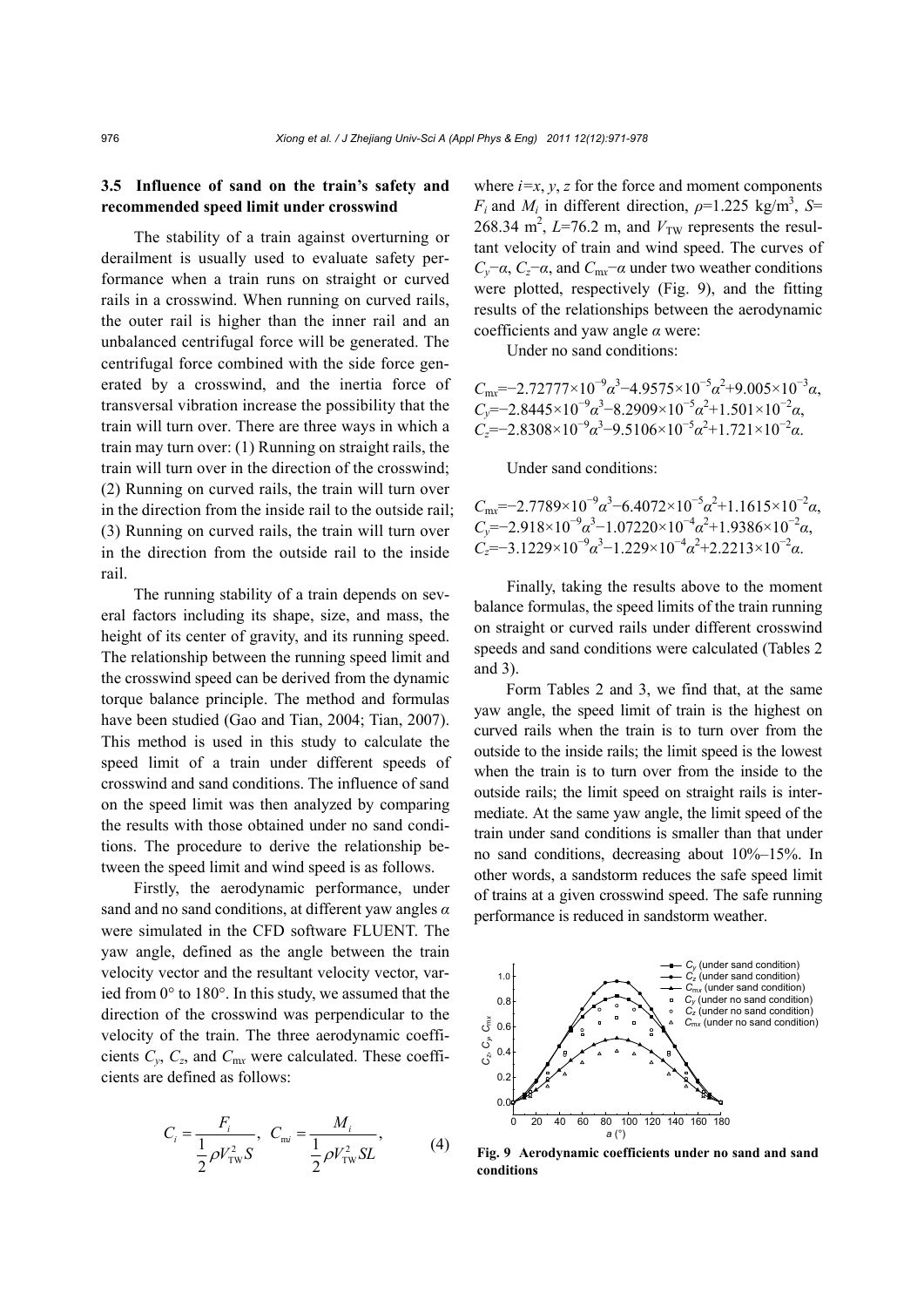### 3.5 Influence of sand on the train's safety and recommended speed limit under crosswind

The stability of a train against overturning or derailment is usually used to evaluate safety performance when a train runs on straight or curved rails in a crosswind. When running on curved rails, the outer rail is higher than the inner rail and an unbalanced centrifugal force will be generated. The centrifugal force combined with the side force generated by a crosswind, and the inertia force of transversal vibration increase the possibility that the train will turn over. There are three ways in which a train may turn over: (1) Running on straight rails, the train will turn over in the direction of the crosswind; (2) Running on curved rails, the train will turn over in the direction from the inside rail to the outside rail; (3) Running on curved rails, the train will turn over in the direction from the outside rail to the inside rail.

The running stability of a train depends on several factors including its shape, size, and mass, the height of its center of gravity, and its running speed. The relationship between the running speed limit and the crosswind speed can be derived from the dynamic torque balance principle. The method and formulas have been studied (Gao and Tian, 2004; Tian, 2007). This method is used in this study to calculate the speed limit of a train under different speeds of crosswind and sand conditions. The influence of sand on the speed limit was then analyzed by comparing the results with those obtained under no sand conditions. The procedure to derive the relationship between the speed limit and wind speed is as follows.

Firstly, the aerodynamic performance, under sand and no sand conditions, at different yaw angles $\alpha$ were simulated in the CFD software FLUENT. The yaw angle, defined as the angle between the train velocity vector and the resultant velocity vector, varied from 0° to 180°. In this study, we assumed that the direction of the crosswind was perpendicular to the velocity of the train. The three aerodynamic coefficients $C_y$, $C_z$, and $C_{mx}$ were calculated. These coefficients are defined as follows:

$$C_i = \frac{F_i}{\frac{1}{2}\rho V_{\mathrm{TW}}^2 S}, \quad C_{\mathrm{m}i} = \frac{M_i}{\frac{1}{2}\rho V_{\mathrm{TW}}^2 SL}, \tag{4}$$

where $i$=$x$, $y$, $z$ for the force and moment components $F_i$ and $M_i$ in different direction, $\rho$=1.225 kg/m$^3$, $S$=268.34 m$^2$, $L$=76.2 m, and $V_{\mathrm{TW}}$ represents the resultant velocity of train and wind speed. The curves of $C_y$−$\alpha$, $C_z$−$\alpha$, and $C_{mx}$−$\alpha$ under two weather conditions were plotted, respectively (Fig. 9), and the fitting results of the relationships between the aerodynamic coefficients and yaw angle $\alpha$ were:

Under no sand conditions:

$$C_{mx}=-2.72777\times10^{-9}\alpha^3-4.9575\times10^{-5}\alpha^2+9.005\times10^{-3}\alpha,$$
$$C_y=-2.8445\times10^{-9}\alpha^3-8.2909\times10^{-5}\alpha^2+1.501\times10^{-2}\alpha,$$
$$C_z=-2.8308\times10^{-9}\alpha^3-9.5106\times10^{-5}\alpha^2+1.721\times10^{-2}\alpha.$$

Under sand conditions:

$$C_{mx}=-2.7789\times10^{-9}\alpha^3-6.4072\times10^{-5}\alpha^2+1.1615\times10^{-2}\alpha,$$
$$C_y=-2.918\times10^{-9}\alpha^3-1.07220\times10^{-4}\alpha^2+1.9386\times10^{-2}\alpha,$$
$$C_z=-3.1229\times10^{-9}\alpha^3-1.229\times10^{-4}\alpha^2+2.2213\times10^{-2}\alpha.$$

Finally, taking the results above to the moment balance formulas, the speed limits of the train running on straight or curved rails under different crosswind speeds and sand conditions were calculated (Tables 2 and 3).

Form Tables 2 and 3, we find that, at the same yaw angle, the speed limit of train is the highest on curved rails when the train is to turn over from the outside to the inside rails; the limit speed is the lowest when the train is to turn over from the inside to the outside rails; the limit speed on straight rails is intermediate. At the same yaw angle, the limit speed of the train under sand conditions is smaller than that under no sand conditions, decreasing about 10%–15%. In other words, a sandstorm reduces the safe speed limit of trains at a given crosswind speed. The safe running performance is reduced in sandstorm weather.

**Fig. 9 Aerodynamic coefficients under no sand and sand conditions**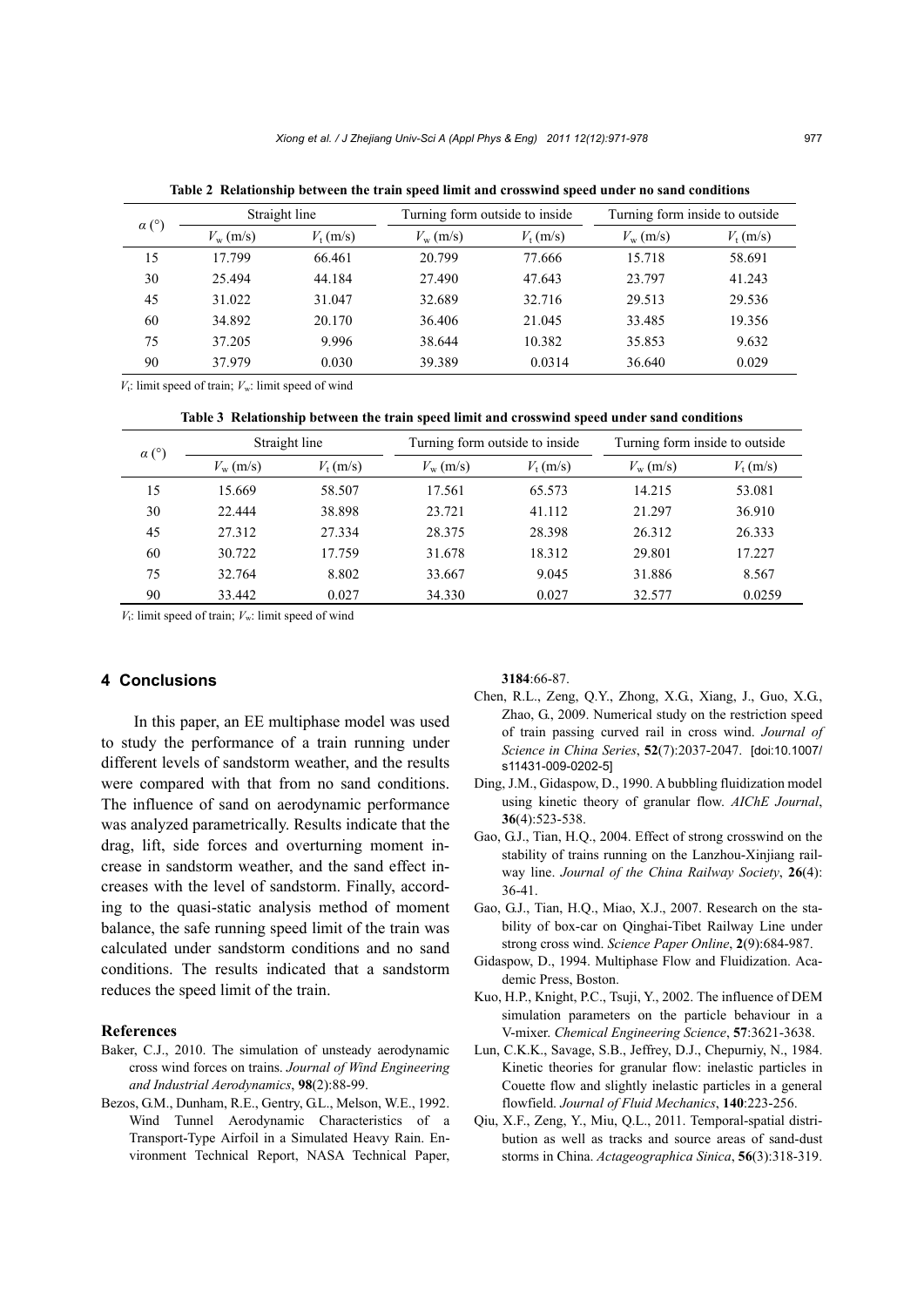**Table 2 Relationship between the train speed limit and crosswind speed under no sand conditions**

| $\alpha$ (°) | Straight line | | Turning form outside to inside | | Turning form inside to outside | |
|---|---|---|---|---|---|---|
| | $V_w$ (m/s) | $V_t$ (m/s) | $V_w$ (m/s) | $V_t$ (m/s) | $V_w$ (m/s) | $V_t$ (m/s) |
| 15 | 17.799 | 66.461 | 20.799 | 77.666 | 15.718 | 58.691 |
| 30 | 25.494 | 44.184 | 27.490 | 47.643 | 23.797 | 41.243 |
| 45 | 31.022 | 31.047 | 32.689 | 32.716 | 29.513 | 29.536 |
| 60 | 34.892 | 20.170 | 36.406 | 21.045 | 33.485 | 19.356 |
| 75 | 37.205 | 9.996 | 38.644 | 10.382 | 35.853 | 9.632 |
| 90 | 37.979 | 0.030 | 39.389 | 0.0314 | 36.640 | 0.029 |

$V_t$: limit speed of train; $V_w$: limit speed of wind

**Table 3 Relationship between the train speed limit and crosswind speed under sand conditions**

| $\alpha$ (°) | Straight line | | Turning form outside to inside | | Turning form inside to outside | |
|---|---|---|---|---|---|---|
| | $V_w$ (m/s) | $V_t$ (m/s) | $V_w$ (m/s) | $V_t$ (m/s) | $V_w$ (m/s) | $V_t$ (m/s) |
| 15 | 15.669 | 58.507 | 17.561 | 65.573 | 14.215 | 53.081 |
| 30 | 22.444 | 38.898 | 23.721 | 41.112 | 21.297 | 36.910 |
| 45 | 27.312 | 27.334 | 28.375 | 28.398 | 26.312 | 26.333 |
| 60 | 30.722 | 17.759 | 31.678 | 18.312 | 29.801 | 17.227 |
| 75 | 32.764 | 8.802 | 33.667 | 9.045 | 31.886 | 8.567 |
| 90 | 33.442 | 0.027 | 34.330 | 0.027 | 32.577 | 0.0259 |

$V_t$: limit speed of train; $V_w$: limit speed of wind

## 4 Conclusions

In this paper, an EE multiphase model was used to study the performance of a train running under different levels of sandstorm weather, and the results were compared with that from no sand conditions. The influence of sand on aerodynamic performance was analyzed parametrically. Results indicate that the drag, lift, side forces and overturning moment increase in sandstorm weather, and the sand effect increases with the level of sandstorm. Finally, according to the quasi-static analysis method of moment balance, the safe running speed limit of the train was calculated under sandstorm conditions and no sand conditions. The results indicated that a sandstorm reduces the speed limit of the train.

### References

Baker, C.J., 2010. The simulation of unsteady aerodynamic cross wind forces on trains. *Journal of Wind Engineering and Industrial Aerodynamics*, **98**(2):88-99.

Bezos, G.M., Dunham, R.E., Gentry, G.L., Melson, W.E., 1992. Wind Tunnel Aerodynamic Characteristics of a Transport-Type Airfoil in a Simulated Heavy Rain. Environment Technical Report, NASA Technical Paper, **3184**:66-87.

Chen, R.L., Zeng, Q.Y., Zhong, X.G., Xiang, J., Guo, X.G., Zhao, G., 2009. Numerical study on the restriction speed of train passing curved rail in cross wind. *Journal of Science in China Series*, **52**(7):2037-2047. [doi:10.1007/s11431-009-0202-5]

Ding, J.M., Gidaspow, D., 1990. A bubbling fluidization model using kinetic theory of granular flow. *AIChE Journal*, **36**(4):523-538.

Gao, G.J., Tian, H.Q., 2004. Effect of strong crosswind on the stability of trains running on the Lanzhou-Xinjiang railway line. *Journal of the China Railway Society*, **26**(4): 36-41.

Gao, G.J., Tian, H.Q., Miao, X.J., 2007. Research on the stability of box-car on Qinghai-Tibet Railway Line under strong cross wind. *Science Paper Online*, **2**(9):684-987.

Gidaspow, D., 1994. Multiphase Flow and Fluidization. Academic Press, Boston.

Kuo, H.P., Knight, P.C., Tsuji, Y., 2002. The influence of DEM simulation parameters on the particle behaviour in a V-mixer. *Chemical Engineering Science*, **57**:3621-3638.

Lun, C.K.K., Savage, S.B., Jeffrey, D.J., Chepurniy, N., 1984. Kinetic theories for granular flow: inelastic particles in Couette flow and slightly inelastic particles in a general flowfield. *Journal of Fluid Mechanics*, **140**:223-256.

Qiu, X.F., Zeng, Y., Miu, Q.L., 2011. Temporal-spatial distribution as well as tracks and source areas of sand-dust storms in China. *Actageographica Sinica*, **56**(3):318-319.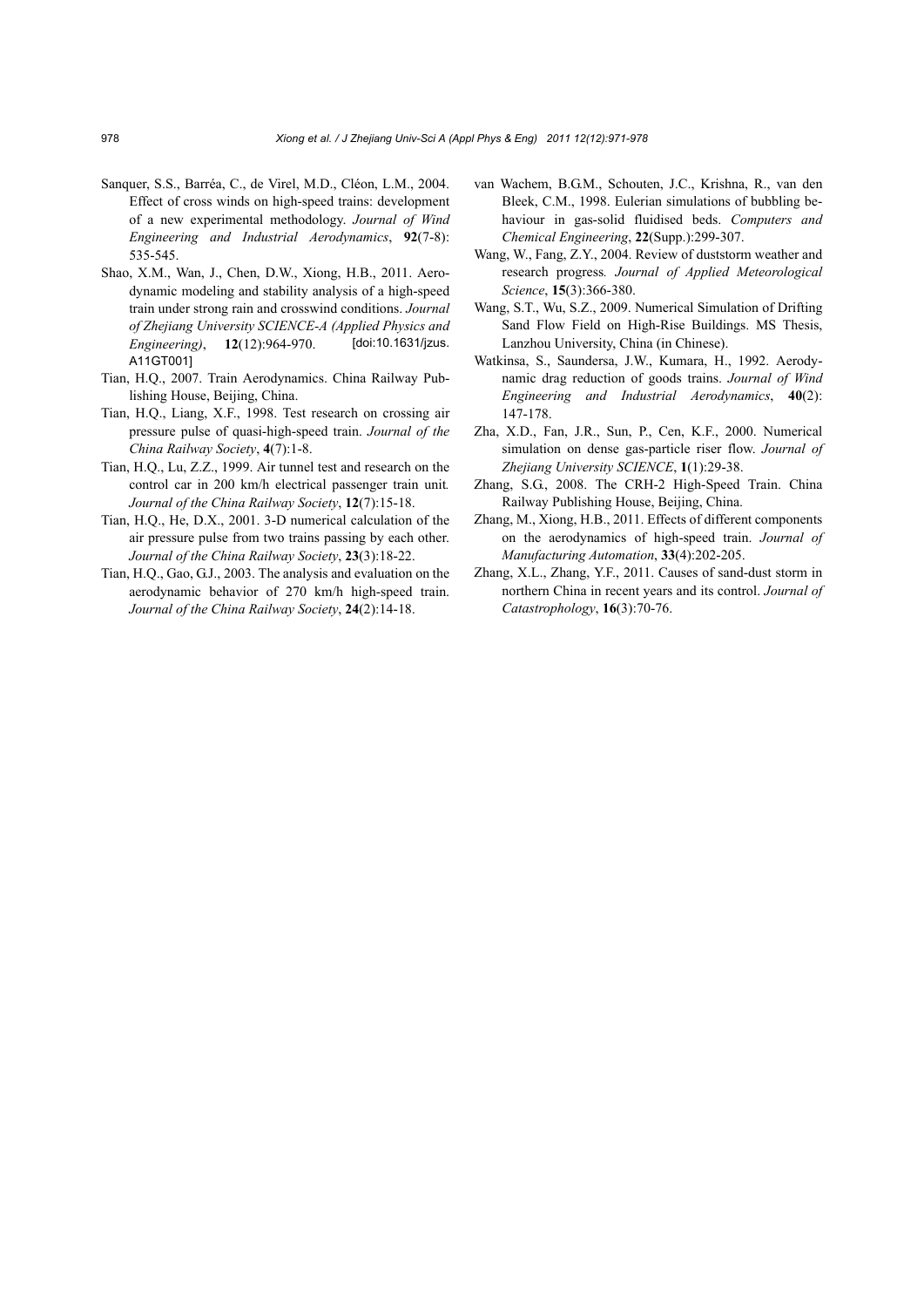Sanquer, S.S., Barréa, C., de Virel, M.D., Cléon, L.M., 2004. Effect of cross winds on high-speed trains: development of a new experimental methodology. *Journal of Wind Engineering and Industrial Aerodynamics*, **92**(7-8): 535-545.

Shao, X.M., Wan, J., Chen, D.W., Xiong, H.B., 2011. Aerodynamic modeling and stability analysis of a high-speed train under strong rain and crosswind conditions. *Journal of Zhejiang University SCIENCE-A (Applied Physics and Engineering)*, **12**(12):964-970. [doi:10.1631/jzus.A11GT001]

Tian, H.Q., 2007. Train Aerodynamics. China Railway Publishing House, Beijing, China.

Tian, H.Q., Liang, X.F., 1998. Test research on crossing air pressure pulse of quasi-high-speed train. *Journal of the China Railway Society*, **4**(7):1-8.

Tian, H.Q., Lu, Z.Z., 1999. Air tunnel test and research on the control car in 200 km/h electrical passenger train unit. *Journal of the China Railway Society*, **12**(7):15-18.

Tian, H.Q., He, D.X., 2001. 3-D numerical calculation of the air pressure pulse from two trains passing by each other. *Journal of the China Railway Society*, **23**(3):18-22.

Tian, H.Q., Gao, G.J., 2003. The analysis and evaluation on the aerodynamic behavior of 270 km/h high-speed train. *Journal of the China Railway Society*, **24**(2):14-18.

van Wachem, B.G.M., Schouten, J.C., Krishna, R., van den Bleek, C.M., 1998. Eulerian simulations of bubbling behaviour in gas-solid fluidised beds. *Computers and Chemical Engineering*, **22**(Supp.):299-307.

Wang, W., Fang, Z.Y., 2004. Review of duststorm weather and research progress. *Journal of Applied Meteorological Science*, **15**(3):366-380.

Wang, S.T., Wu, S.Z., 2009. Numerical Simulation of Drifting Sand Flow Field on High-Rise Buildings. MS Thesis, Lanzhou University, China (in Chinese).

Watkinsa, S., Saundersa, J.W., Kumara, H., 1992. Aerodynamic drag reduction of goods trains. *Journal of Wind Engineering and Industrial Aerodynamics*, **40**(2): 147-178.

Zha, X.D., Fan, J.R., Sun, P., Cen, K.F., 2000. Numerical simulation on dense gas-particle riser flow. *Journal of Zhejiang University SCIENCE*, **1**(1):29-38.

Zhang, S.G., 2008. The CRH-2 High-Speed Train. China Railway Publishing House, Beijing, China.

Zhang, M., Xiong, H.B., 2011. Effects of different components on the aerodynamics of high-speed train. *Journal of Manufacturing Automation*, **33**(4):202-205.

Zhang, X.L., Zhang, Y.F., 2011. Causes of sand-dust storm in northern China in recent years and its control. *Journal of Catastrophology*, **16**(3):70-76.